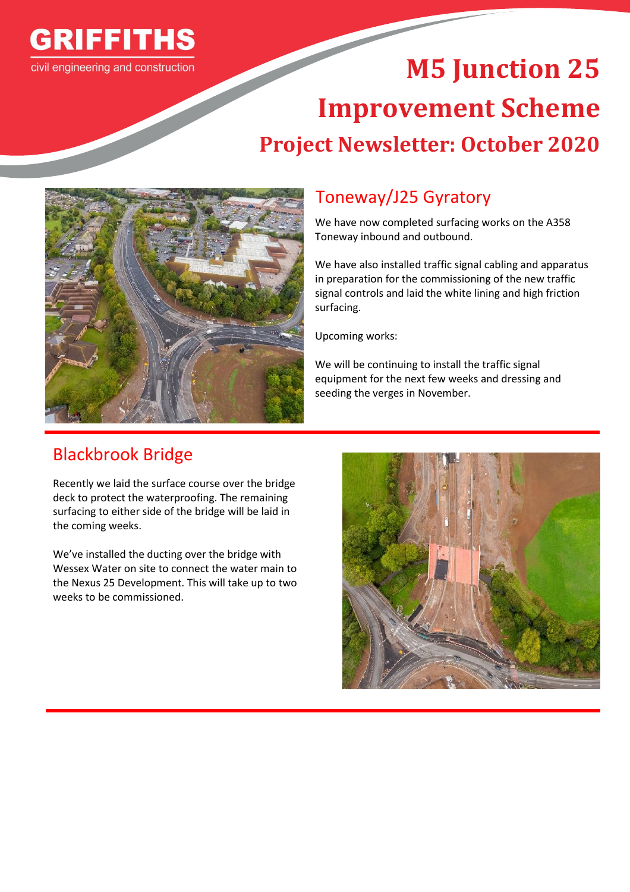GRIFFITHS

civil engineering and construction

# M5 Junction 25 Improvement Scheme

## Project Newsletter: October 2020

## Toneway/J25 Gyratory

We have now completed surfacing works on the A358 Toneway inbound and outbound.

We have also installed traffic signal cabling and apparatus in preparation for the commissioning of the new traffic signal controls and laid the white lining and high friction surfacing.

Upcoming works:

We will be continuing to install the traffic signal equipment for the next few weeks and dressing and seeding the verges in November.

## Blackbrook Bridge

Recently we laid the surface course over the bridge deck to protect the waterproofing. The remaining surfacing to either side of the bridge will be laid in the coming weeks.

We've installed the ducting over the bridge with Wessex Water on site to connect the water main to the Nexus 25 Development. This will take up to two weeks to be commissioned.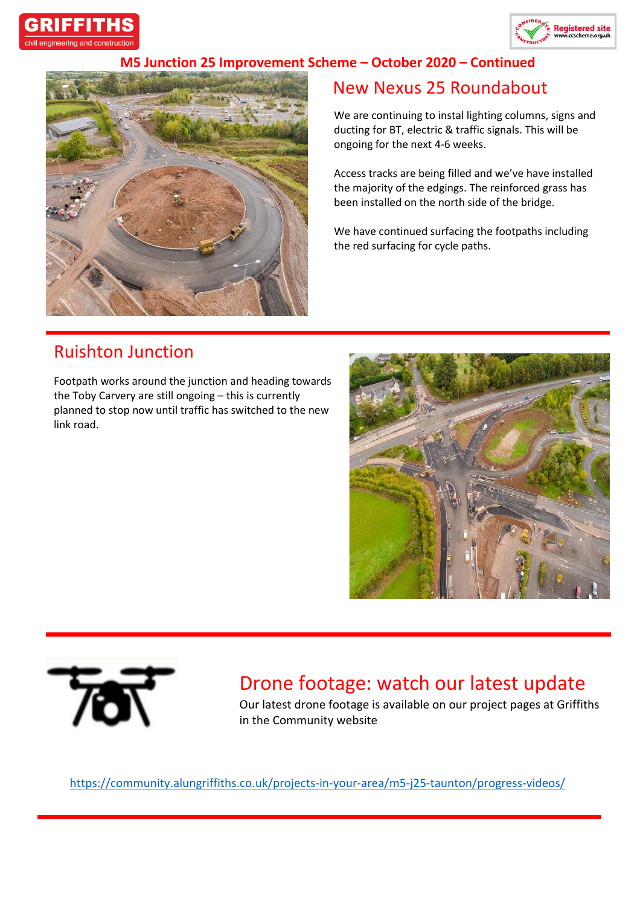## M5 Junction 25 Improvement Scheme – October 2020 – Continued

### New Nexus 25 Roundabout

We are continuing to instal lighting columns, signs and ducting for BT, electric & traffic signals. This will be ongoing for the next 4-6 weeks.

Access tracks are being filled and we've have installed the majority of the edgings. The reinforced grass has been installed on the north side of the bridge.

We have continued surfacing the footpaths including the red surfacing for cycle paths.

### Ruishton Junction

Footpath works around the junction and heading towards the Toby Carvery are still ongoing – this is currently planned to stop now until traffic has switched to the new link road.

### Drone footage: watch our latest update

Our latest drone footage is available on our project pages at Griffiths in the Community website

https://community.alungriffiths.co.uk/projects-in-your-area/m5-j25-taunton/progress-videos/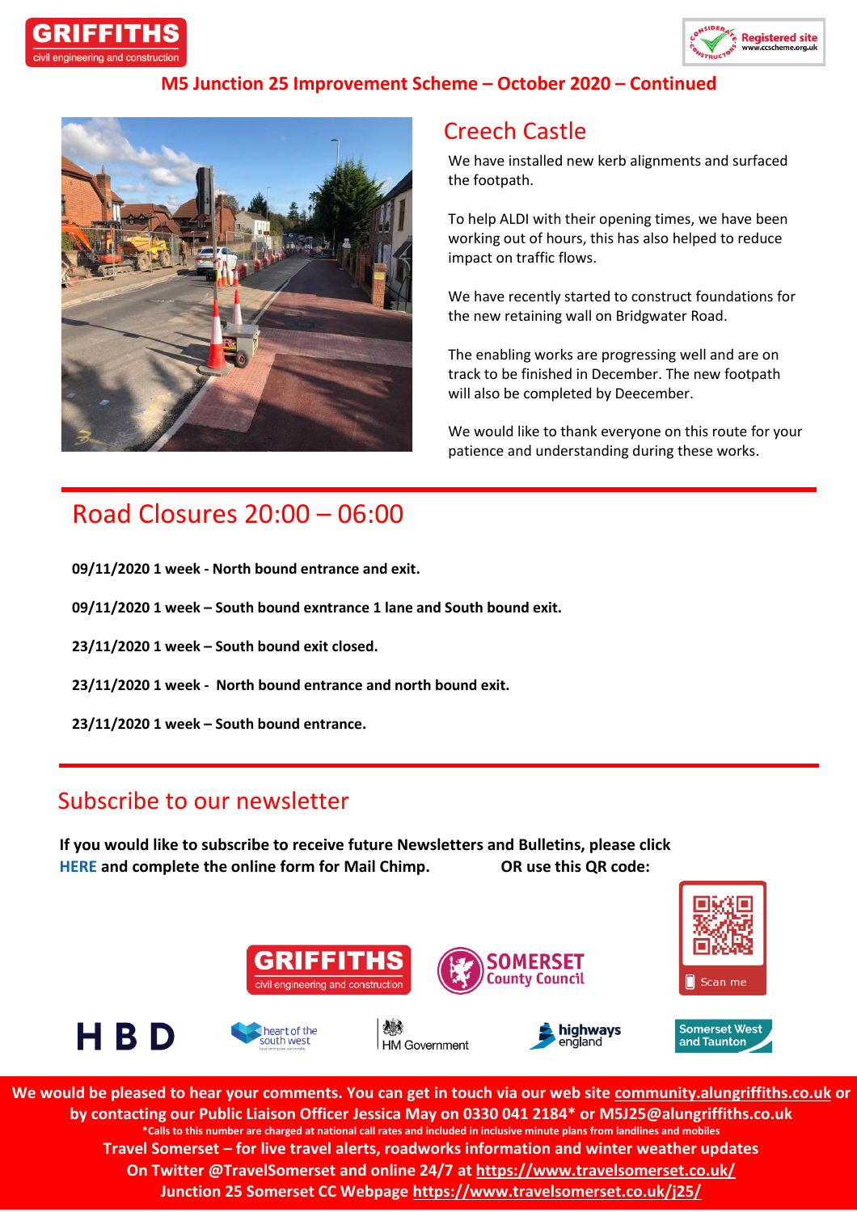## M5 Junction 25 Improvement Scheme – October 2020 – Continued

## Creech Castle

We have installed new kerb alignments and surfaced the footpath.

To help ALDI with their opening times, we have been working out of hours, this has also helped to reduce impact on traffic flows.

We have recently started to construct foundations for the new retaining wall on Bridgwater Road.

The enabling works are progressing well and are on track to be finished in December. The new footpath will also be completed by Deecember.

We would like to thank everyone on this route for your patience and understanding during these works.

## Road Closures 20:00 – 06:00

**09/11/2020 1 week - North bound entrance and exit.**

**09/11/2020 1 week – South bound exntrance 1 lane and South bound exit.**

**23/11/2020 1 week – South bound exit closed.**

**23/11/2020 1 week - North bound entrance and north bound exit.**

**23/11/2020 1 week – South bound entrance.**

## Subscribe to our newsletter

**If you would like to subscribe to receive future Newsletters and Bulletins, please click HERE and complete the online form for Mail Chimp. OR use this QR code:**

Scan me

**We would be pleased to hear your comments. You can get in touch via our web site community.alungriffiths.co.uk or by contacting our Public Liaison Officer Jessica May on 0330 041 2184* or M5J25@alungriffiths.co.uk**

*Calls to this number are charged at national call rates and included in inclusive minute plans from landlines and mobiles

**Travel Somerset – for live travel alerts, roadworks information and winter weather updates**

**On Twitter @TravelSomerset and online 24/7 at https://www.travelsomerset.co.uk/**

**Junction 25 Somerset CC Webpage https://www.travelsomerset.co.uk/j25/**